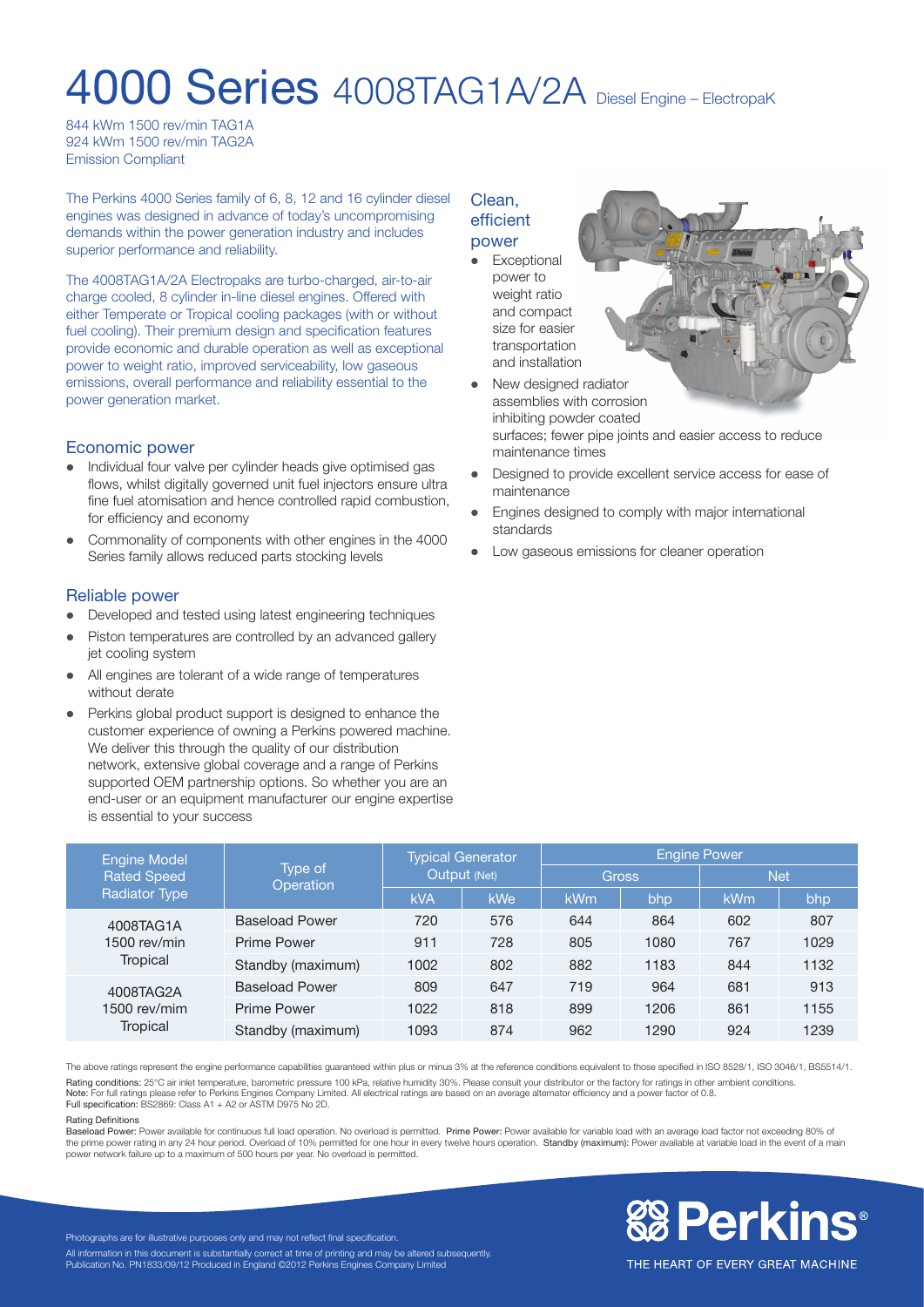# 4000 Series 4008TAG1A/2A Diesel Engine – ElectropaK

844 kWm 1500 rev/min TAG1A
924 kWm 1500 rev/min TAG2A
Emission Compliant

The Perkins 4000 Series family of 6, 8, 12 and 16 cylinder diesel engines was designed in advance of today's uncompromising demands within the power generation industry and includes superior performance and reliability.

The 4008TAG1A/2A Electropaks are turbo-charged, air-to-air charge cooled, 8 cylinder in-line diesel engines. Offered with either Temperate or Tropical cooling packages (with or without fuel cooling). Their premium design and specification features provide economic and durable operation as well as exceptional power to weight ratio, improved serviceability, low gaseous emissions, overall performance and reliability essential to the power generation market.

## Economic power

- Individual four valve per cylinder heads give optimised gas flows, whilst digitally governed unit fuel injectors ensure ultra fine fuel atomisation and hence controlled rapid combustion, for efficiency and economy
- Commonality of components with other engines in the 4000 Series family allows reduced parts stocking levels

## Reliable power

- Developed and tested using latest engineering techniques
- Piston temperatures are controlled by an advanced gallery jet cooling system
- All engines are tolerant of a wide range of temperatures without derate
- Perkins global product support is designed to enhance the customer experience of owning a Perkins powered machine. We deliver this through the quality of our distribution network, extensive global coverage and a range of Perkins supported OEM partnership options. So whether you are an end-user or an equipment manufacturer our engine expertise is essential to your success

## Clean, efficient power

- Exceptional power to weight ratio and compact size for easier transportation and installation
- New designed radiator assemblies with corrosion inhibiting powder coated surfaces; fewer pipe joints and easier access to reduce maintenance times
- Designed to provide excellent service access for ease of maintenance
- Engines designed to comply with major international standards
- Low gaseous emissions for cleaner operation

| Engine Model Rated Speed Radiator Type | Type of Operation | Typical Generator Output (Net) | | Engine Power | | | |
|---|---|---|---|---|---|---|---|
| | | | | Gross | | Net | |
| | | kVA | kWe | kWm | bhp | kWm | bhp |
| 4008TAG1A 1500 rev/min Tropical | Baseload Power | 720 | 576 | 644 | 864 | 602 | 807 |
| | Prime Power | 911 | 728 | 805 | 1080 | 767 | 1029 |
| | Standby (maximum) | 1002 | 802 | 882 | 1183 | 844 | 1132 |
| 4008TAG2A 1500 rev/mim Tropical | Baseload Power | 809 | 647 | 719 | 964 | 681 | 913 |
| | Prime Power | 1022 | 818 | 899 | 1206 | 861 | 1155 |
| | Standby (maximum) | 1093 | 874 | 962 | 1290 | 924 | 1239 |

The above ratings represent the engine performance capabilities guaranteed within plus or minus 3% at the reference conditions equivalent to those specified in ISO 8528/1, ISO 3046/1, BS5514/1.

**Rating conditions:** 25°C air inlet temperature, barometric pressure 100 kPa, relative humidity 30%. Please consult your distributor or the factory for ratings in other ambient conditions.
**Note:** For full ratings please refer to Perkins Engines Company Limited. All electrical ratings are based on an average alternator efficiency and a power factor of 0.8.
**Full specification:** BS2869: Class A1 + A2 or ASTM D975 No 2D.

**Rating Definitions**
**Baseload Power:** Power available for continuous full load operation. No overload is permitted. **Prime Power:** Power available for variable load with an average load factor not exceeding 80% of the prime power rating in any 24 hour period. Overload of 10% permitted for one hour in every twelve hours operation. **Standby (maximum):** Power available at variable load in the event of a main power network failure up to a maximum of 500 hours per year. No overload is permitted.

Photographs are for illustrative purposes only and may not reflect final specification.
All information in this document is substantially correct at time of printing and may be altered subsequently.
Publication No. PN1833/09/12 Produced in England ©2012 Perkins Engines Company Limited

Perkins®
THE HEART OF EVERY GREAT MACHINE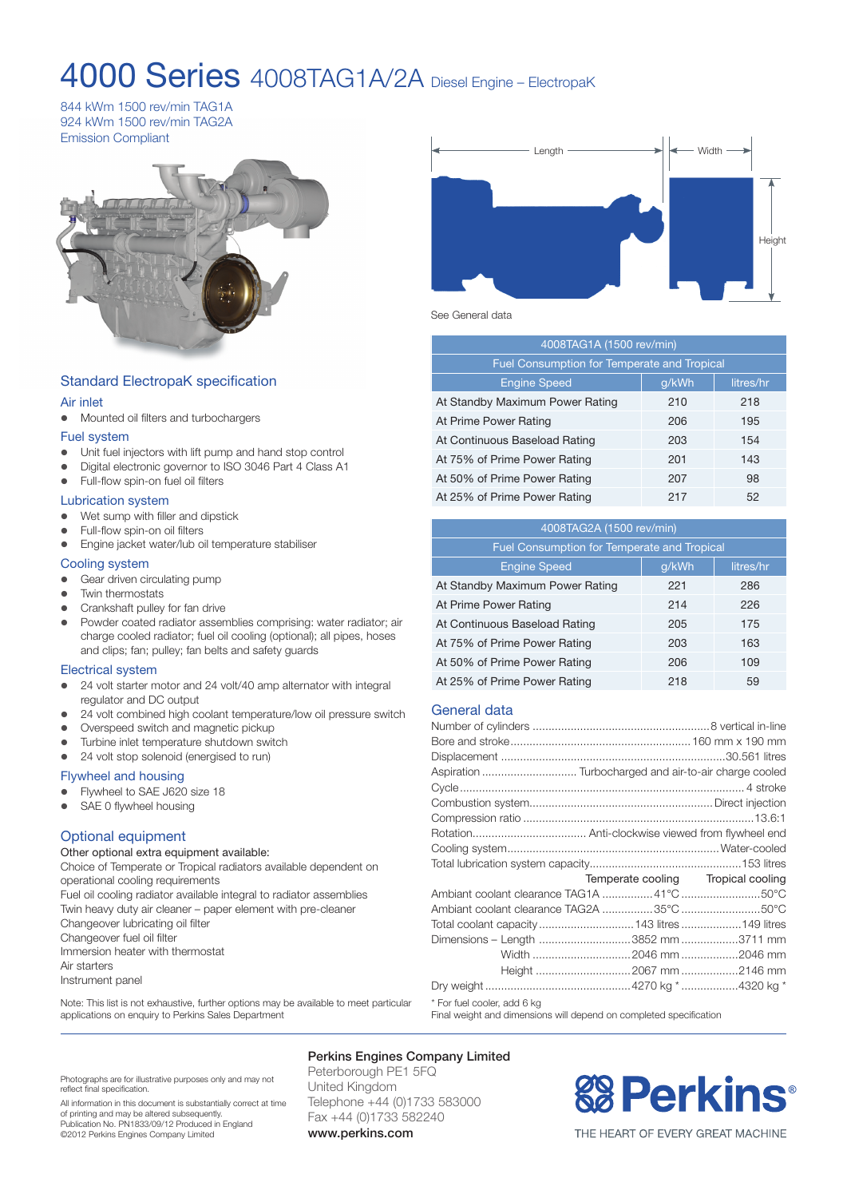# 4000 Series 4008TAG1A/2A Diesel Engine – ElectropaK

844 kWm 1500 rev/min TAG1A
924 kWm 1500 rev/min TAG2A
Emission Compliant

Length
Width
Height

See General data

## Standard ElectropaK specification

### Air inlet

- Mounted oil filters and turbochargers

### Fuel system

- Unit fuel injectors with lift pump and hand stop control
- Digital electronic governor to ISO 3046 Part 4 Class A1
- Full-flow spin-on fuel oil filters

### Lubrication system

- Wet sump with filler and dipstick
- Full-flow spin-on oil filters
- Engine jacket water/lub oil temperature stabiliser

### Cooling system

- Gear driven circulating pump
- Twin thermostats
- Crankshaft pulley for fan drive
- Powder coated radiator assemblies comprising: water radiator; air charge cooled radiator; fuel oil cooling (optional); all pipes, hoses and clips; fan; pulley; fan belts and safety guards

### Electrical system

- 24 volt starter motor and 24 volt/40 amp alternator with integral regulator and DC output
- 24 volt combined high coolant temperature/low oil pressure switch
- Overspeed switch and magnetic pickup
- Turbine inlet temperature shutdown switch
- 24 volt stop solenoid (energised to run)

### Flywheel and housing

- Flywheel to SAE J620 size 18
- SAE 0 flywheel housing

## Optional equipment

Other optional extra equipment available:
Choice of Temperate or Tropical radiators available dependent on operational cooling requirements
Fuel oil cooling radiator available integral to radiator assemblies
Twin heavy duty air cleaner – paper element with pre-cleaner
Changeover lubricating oil filter
Changeover fuel oil filter
Immersion heater with thermostat
Air starters
Instrument panel

Note: This list is not exhaustive, further options may be available to meet particular applications on enquiry to Perkins Sales Department

| 4008TAG1A (1500 rev/min) | | |
|---|---|---|
| Fuel Consumption for Temperate and Tropical | | |
| Engine Speed | g/kWh | litres/hr |
| At Standby Maximum Power Rating | 210 | 218 |
| At Prime Power Rating | 206 | 195 |
| At Continuous Baseload Rating | 203 | 154 |
| At 75% of Prime Power Rating | 201 | 143 |
| At 50% of Prime Power Rating | 207 | 98 |
| At 25% of Prime Power Rating | 217 | 52 |

| 4008TAG2A (1500 rev/min) | | |
|---|---|---|
| Fuel Consumption for Temperate and Tropical | | |
| Engine Speed | g/kWh | litres/hr |
| At Standby Maximum Power Rating | 221 | 286 |
| At Prime Power Rating | 214 | 226 |
| At Continuous Baseload Rating | 205 | 175 |
| At 75% of Prime Power Rating | 203 | 163 |
| At 50% of Prime Power Rating | 206 | 109 |
| At 25% of Prime Power Rating | 218 | 59 |

## General data

| | | |
|---|---|---|
| Number of cylinders | 8 vertical in-line | |
| Bore and stroke | 160 mm x 190 mm | |
| Displacement | 30.561 litres | |
| Aspiration | Turbocharged and air-to-air charge cooled | |
| Cycle | 4 stroke | |
| Combustion system | Direct injection | |
| Compression ratio | 13.6:1 | |
| Rotation | Anti-clockwise viewed from flywheel end | |
| Cooling system | Water-cooled | |
| Total lubrication system capacity | 153 litres | |
| | Temperate cooling | Tropical cooling |
| Ambiant coolant clearance TAG1A | 41°C | 50°C |
| Ambiant coolant clearance TAG2A | 35°C | 50°C |
| Total coolant capacity | 143 litres | 149 litres |
| Dimensions – Length | 3852 mm | 3711 mm |
| Width | 2046 mm | 2046 mm |
| Height | 2067 mm | 2146 mm |
| Dry weight | 4270 kg * | 4320 kg * |

\* For fuel cooler, add 6 kg
Final weight and dimensions will depend on completed specification

Photographs are for illustrative purposes only and may not reflect final specification.

All information in this document is substantially correct at time of printing and may be altered subsequently.
Publication No. PN1833/09/12 Produced in England
©2012 Perkins Engines Company Limited

**Perkins Engines Company Limited**
Peterborough PE1 5FQ
United Kingdom
Telephone +44 (0)1733 583000
Fax +44 (0)1733 582240
**www.perkins.com**

Perkins®
THE HEART OF EVERY GREAT MACHINE